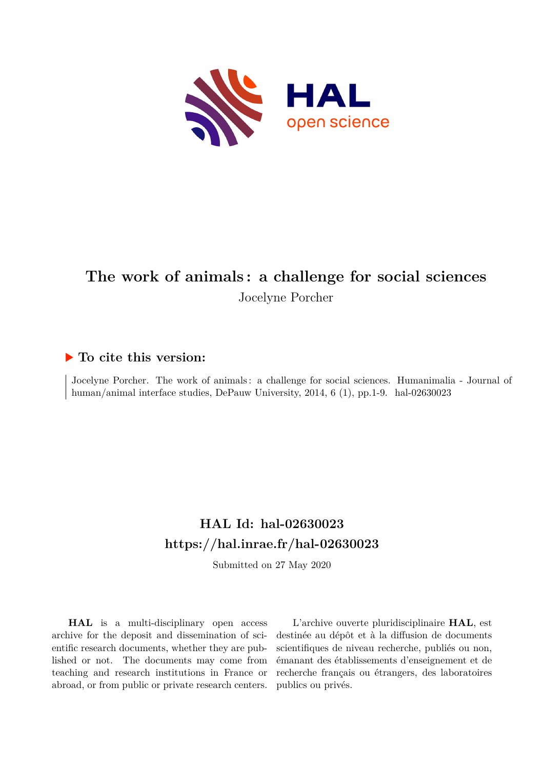# The work of animals : a challenge for social sciences

Jocelyne Porcher

## ▶ To cite this version:

Jocelyne Porcher. The work of animals : a challenge for social sciences. Humanimalia - Journal of human/animal interface studies, DePauw University, 2014, 6 (1), pp.1-9. hal-02630023

## HAL Id: hal-02630023
## https://hal.inrae.fr/hal-02630023

Submitted on 27 May 2020

**HAL** is a multi-disciplinary open access archive for the deposit and dissemination of scientific research documents, whether they are published or not. The documents may come from teaching and research institutions in France or abroad, or from public or private research centers.

L'archive ouverte pluridisciplinaire **HAL**, est destinée au dépôt et à la diffusion de documents scientifiques de niveau recherche, publiés ou non, émanant des établissements d'enseignement et de recherche français ou étrangers, des laboratoires publics ou privés.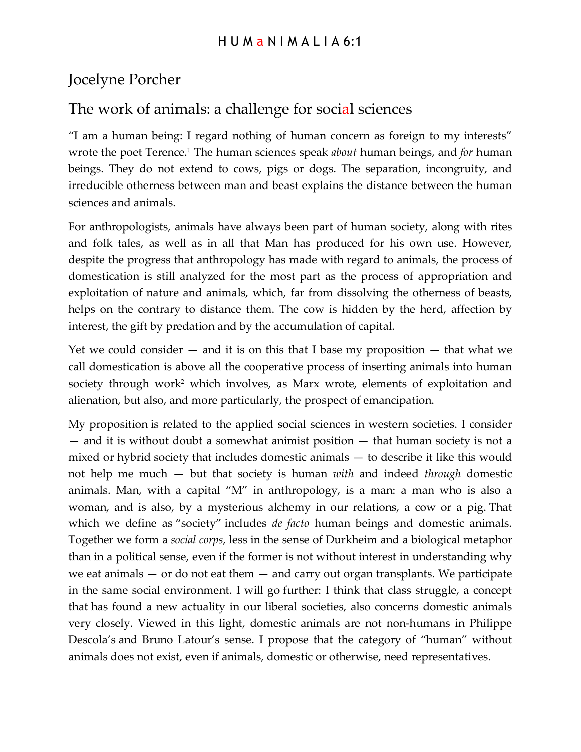# Jocelyne Porcher

## The work of animals: a challenge for social sciences

"I am a human being: I regard nothing of human concern as foreign to my interests" wrote the poet Terence.[1] The human sciences speak *about* human beings, and *for* human beings. They do not extend to cows, pigs or dogs. The separation, incongruity, and irreducible otherness between man and beast explains the distance between the human sciences and animals.

For anthropologists, animals have always been part of human society, along with rites and folk tales, as well as in all that Man has produced for his own use. However, despite the progress that anthropology has made with regard to animals, the process of domestication is still analyzed for the most part as the process of appropriation and exploitation of nature and animals, which, far from dissolving the otherness of beasts, helps on the contrary to distance them. The cow is hidden by the herd, affection by interest, the gift by predation and by the accumulation of capital.

Yet we could consider — and it is on this that I base my proposition — that what we call domestication is above all the cooperative process of inserting animals into human society through work[2] which involves, as Marx wrote, elements of exploitation and alienation, but also, and more particularly, the prospect of emancipation.

My proposition is related to the applied social sciences in western societies. I consider — and it is without doubt a somewhat animist position — that human society is not a mixed or hybrid society that includes domestic animals — to describe it like this would not help me much — but that society is human *with* and indeed *through* domestic animals. Man, with a capital "M" in anthropology, is a man: a man who is also a woman, and is also, by a mysterious alchemy in our relations, a cow or a pig. That which we define as "society" includes *de facto* human beings and domestic animals. Together we form a *social corps*, less in the sense of Durkheim and a biological metaphor than in a political sense, even if the former is not without interest in understanding why we eat animals — or do not eat them — and carry out organ transplants. We participate in the same social environment. I will go further: I think that class struggle, a concept that has found a new actuality in our liberal societies, also concerns domestic animals very closely. Viewed in this light, domestic animals are not non-humans in Philippe Descola's and Bruno Latour's sense. I propose that the category of "human" without animals does not exist, even if animals, domestic or otherwise, need representatives.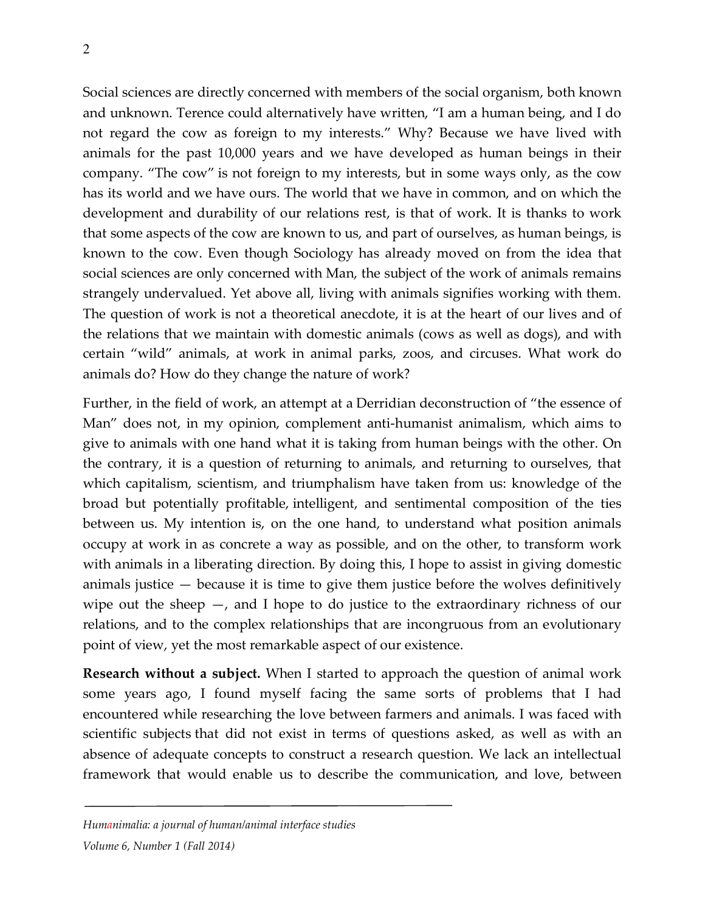Social sciences are directly concerned with members of the social organism, both known and unknown. Terence could alternatively have written, "I am a human being, and I do not regard the cow as foreign to my interests." Why? Because we have lived with animals for the past 10,000 years and we have developed as human beings in their company. "The cow" is not foreign to my interests, but in some ways only, as the cow has its world and we have ours. The world that we have in common, and on which the development and durability of our relations rest, is that of work. It is thanks to work that some aspects of the cow are known to us, and part of ourselves, as human beings, is known to the cow. Even though Sociology has already moved on from the idea that social sciences are only concerned with Man, the subject of the work of animals remains strangely undervalued. Yet above all, living with animals signifies working with them. The question of work is not a theoretical anecdote, it is at the heart of our lives and of the relations that we maintain with domestic animals (cows as well as dogs), and with certain "wild" animals, at work in animal parks, zoos, and circuses. What work do animals do? How do they change the nature of work?

Further, in the field of work, an attempt at a Derridian deconstruction of "the essence of Man" does not, in my opinion, complement anti-humanist animalism, which aims to give to animals with one hand what it is taking from human beings with the other. On the contrary, it is a question of returning to animals, and returning to ourselves, that which capitalism, scientism, and triumphalism have taken from us: knowledge of the broad but potentially profitable, intelligent, and sentimental composition of the ties between us. My intention is, on the one hand, to understand what position animals occupy at work in as concrete a way as possible, and on the other, to transform work with animals in a liberating direction. By doing this, I hope to assist in giving domestic animals justice — because it is time to give them justice before the wolves definitively wipe out the sheep —, and I hope to do justice to the extraordinary richness of our relations, and to the complex relationships that are incongruous from an evolutionary point of view, yet the most remarkable aspect of our existence.

**Research without a subject.** When I started to approach the question of animal work some years ago, I found myself facing the same sorts of problems that I had encountered while researching the love between farmers and animals. I was faced with scientific subjects that did not exist in terms of questions asked, as well as with an absence of adequate concepts to construct a research question. We lack an intellectual framework that would enable us to describe the communication, and love, between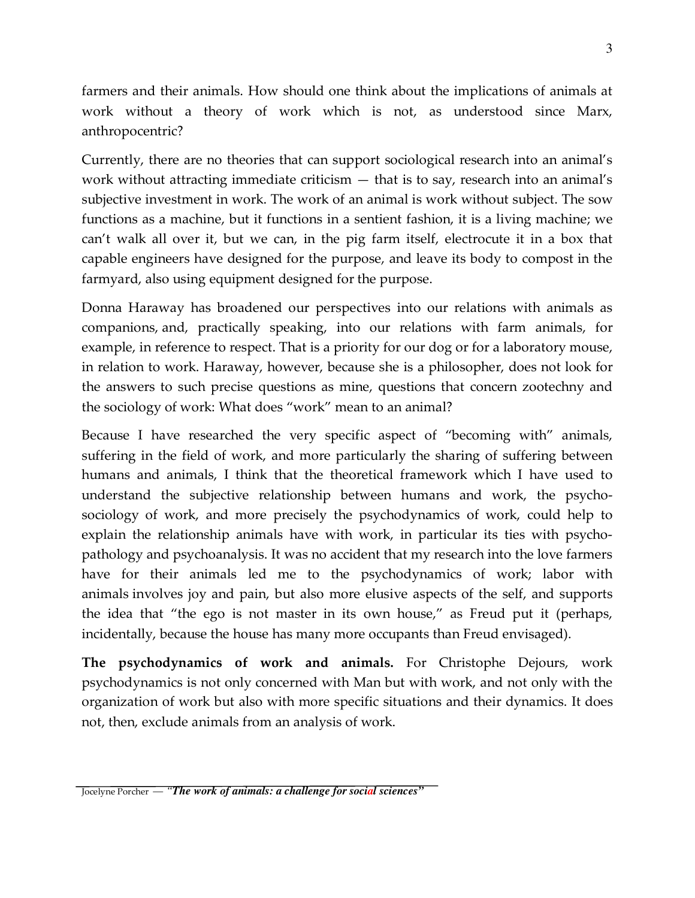farmers and their animals. How should one think about the implications of animals at work without a theory of work which is not, as understood since Marx, anthropocentric?

Currently, there are no theories that can support sociological research into an animal's work without attracting immediate criticism — that is to say, research into an animal's subjective investment in work. The work of an animal is work without subject. The sow functions as a machine, but it functions in a sentient fashion, it is a living machine; we can't walk all over it, but we can, in the pig farm itself, electrocute it in a box that capable engineers have designed for the purpose, and leave its body to compost in the farmyard, also using equipment designed for the purpose.

Donna Haraway has broadened our perspectives into our relations with animals as companions, and, practically speaking, into our relations with farm animals, for example, in reference to respect. That is a priority for our dog or for a laboratory mouse, in relation to work. Haraway, however, because she is a philosopher, does not look for the answers to such precise questions as mine, questions that concern zootechny and the sociology of work: What does "work" mean to an animal?

Because I have researched the very specific aspect of "becoming with" animals, suffering in the field of work, and more particularly the sharing of suffering between humans and animals, I think that the theoretical framework which I have used to understand the subjective relationship between humans and work, the psycho-sociology of work, and more precisely the psychodynamics of work, could help to explain the relationship animals have with work, in particular its ties with psycho-pathology and psychoanalysis. It was no accident that my research into the love farmers have for their animals led me to the psychodynamics of work; labor with animals involves joy and pain, but also more elusive aspects of the self, and supports the idea that "the ego is not master in its own house," as Freud put it (perhaps, incidentally, because the house has many more occupants than Freud envisaged).

**The psychodynamics of work and animals.** For Christophe Dejours, work psychodynamics is not only concerned with Man but with work, and not only with the organization of work but also with more specific situations and their dynamics. It does not, then, exclude animals from an analysis of work.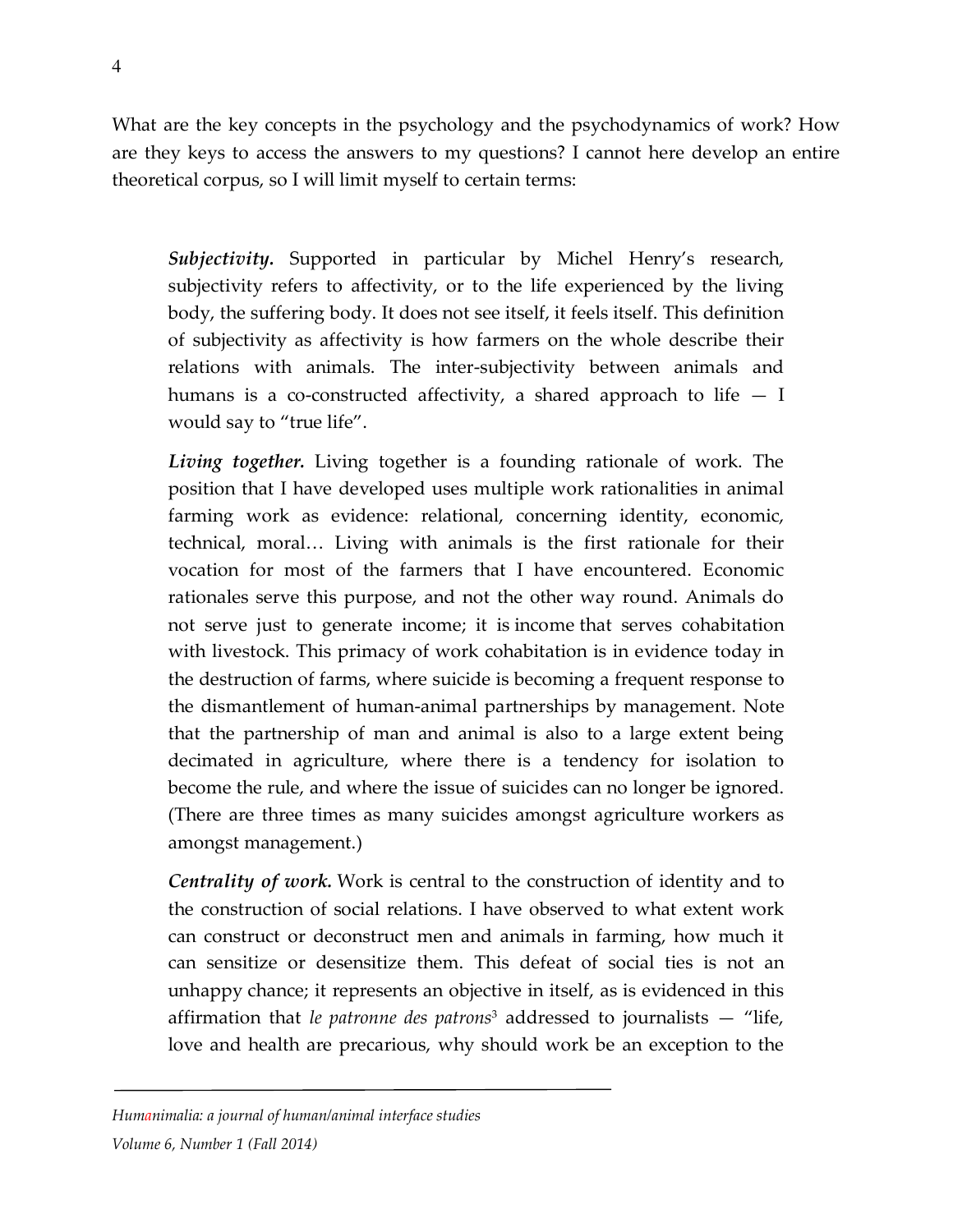What are the key concepts in the psychology and the psychodynamics of work? How are they keys to access the answers to my questions? I cannot here develop an entire theoretical corpus, so I will limit myself to certain terms:

> ***Subjectivity.*** Supported in particular by Michel Henry's research, subjectivity refers to affectivity, or to the life experienced by the living body, the suffering body. It does not see itself, it feels itself. This definition of subjectivity as affectivity is how farmers on the whole describe their relations with animals. The inter-subjectivity between animals and humans is a co-constructed affectivity, a shared approach to life — I would say to "true life".
>
> ***Living together.*** Living together is a founding rationale of work. The position that I have developed uses multiple work rationalities in animal farming work as evidence: relational, concerning identity, economic, technical, moral… Living with animals is the first rationale for their vocation for most of the farmers that I have encountered. Economic rationales serve this purpose, and not the other way round. Animals do not serve just to generate income; it is income that serves cohabitation with livestock. This primacy of work cohabitation is in evidence today in the destruction of farms, where suicide is becoming a frequent response to the dismantlement of human-animal partnerships by management. Note that the partnership of man and animal is also to a large extent being decimated in agriculture, where there is a tendency for isolation to become the rule, and where the issue of suicides can no longer be ignored. (There are three times as many suicides amongst agriculture workers as amongst management.)
>
> ***Centrality of work.*** Work is central to the construction of identity and to the construction of social relations. I have observed to what extent work can construct or deconstruct men and animals in farming, how much it can sensitize or desensitize them. This defeat of social ties is not an unhappy chance; it represents an objective in itself, as is evidenced in this affirmation that *le patronne des patrons*[3] addressed to journalists — "life, love and health are precarious, why should work be an exception to the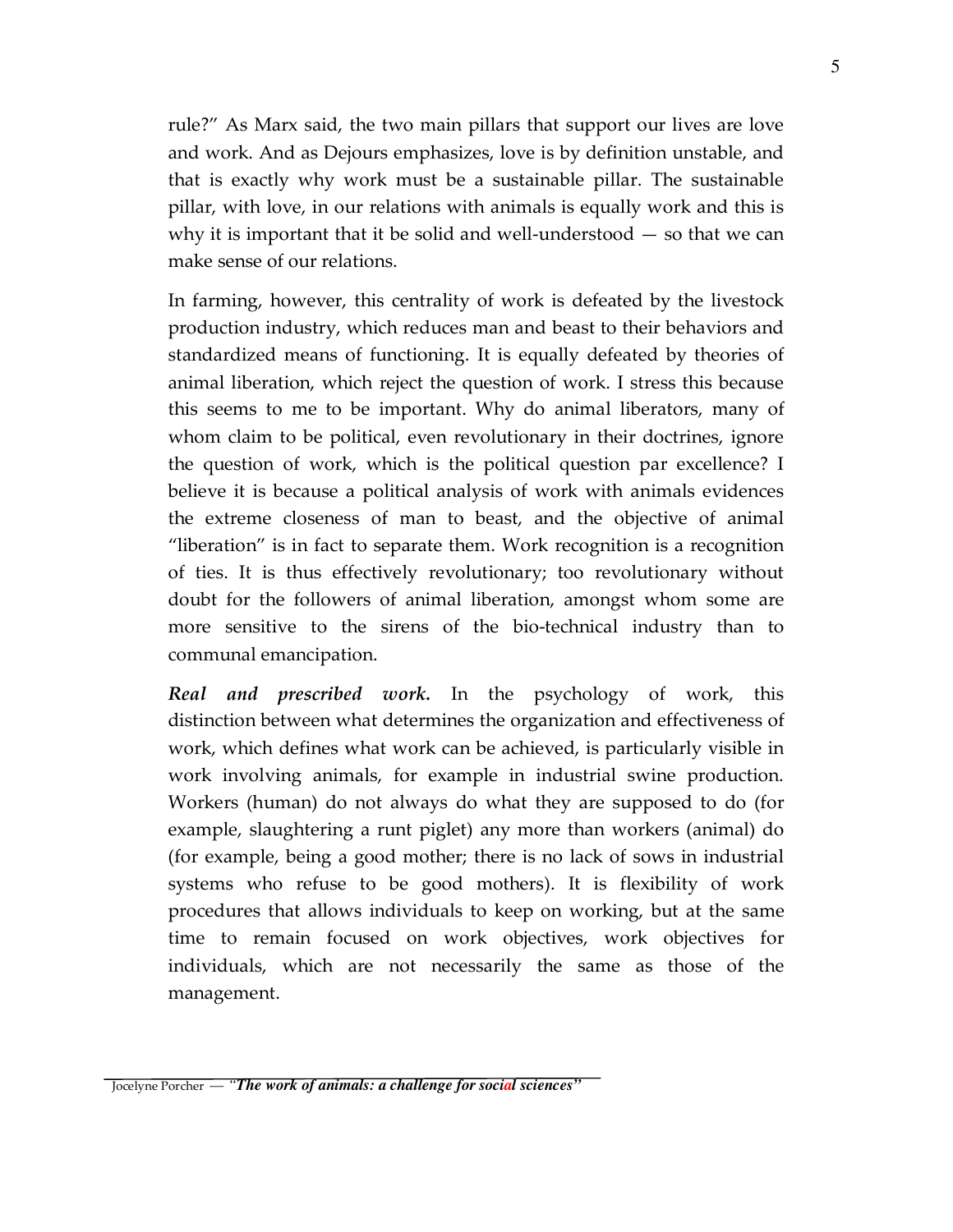rule?" As Marx said, the two main pillars that support our lives are love and work. And as Dejours emphasizes, love is by definition unstable, and that is exactly why work must be a sustainable pillar. The sustainable pillar, with love, in our relations with animals is equally work and this is why it is important that it be solid and well-understood — so that we can make sense of our relations.

In farming, however, this centrality of work is defeated by the livestock production industry, which reduces man and beast to their behaviors and standardized means of functioning. It is equally defeated by theories of animal liberation, which reject the question of work. I stress this because this seems to me to be important. Why do animal liberators, many of whom claim to be political, even revolutionary in their doctrines, ignore the question of work, which is the political question par excellence? I believe it is because a political analysis of work with animals evidences the extreme closeness of man to beast, and the objective of animal "liberation" is in fact to separate them. Work recognition is a recognition of ties. It is thus effectively revolutionary; too revolutionary without doubt for the followers of animal liberation, amongst whom some are more sensitive to the sirens of the bio-technical industry than to communal emancipation.

***Real and prescribed work.*** In the psychology of work, this distinction between what determines the organization and effectiveness of work, which defines what work can be achieved, is particularly visible in work involving animals, for example in industrial swine production. Workers (human) do not always do what they are supposed to do (for example, slaughtering a runt piglet) any more than workers (animal) do (for example, being a good mother; there is no lack of sows in industrial systems who refuse to be good mothers). It is flexibility of work procedures that allows individuals to keep on working, but at the same time to remain focused on work objectives, work objectives for individuals, which are not necessarily the same as those of the management.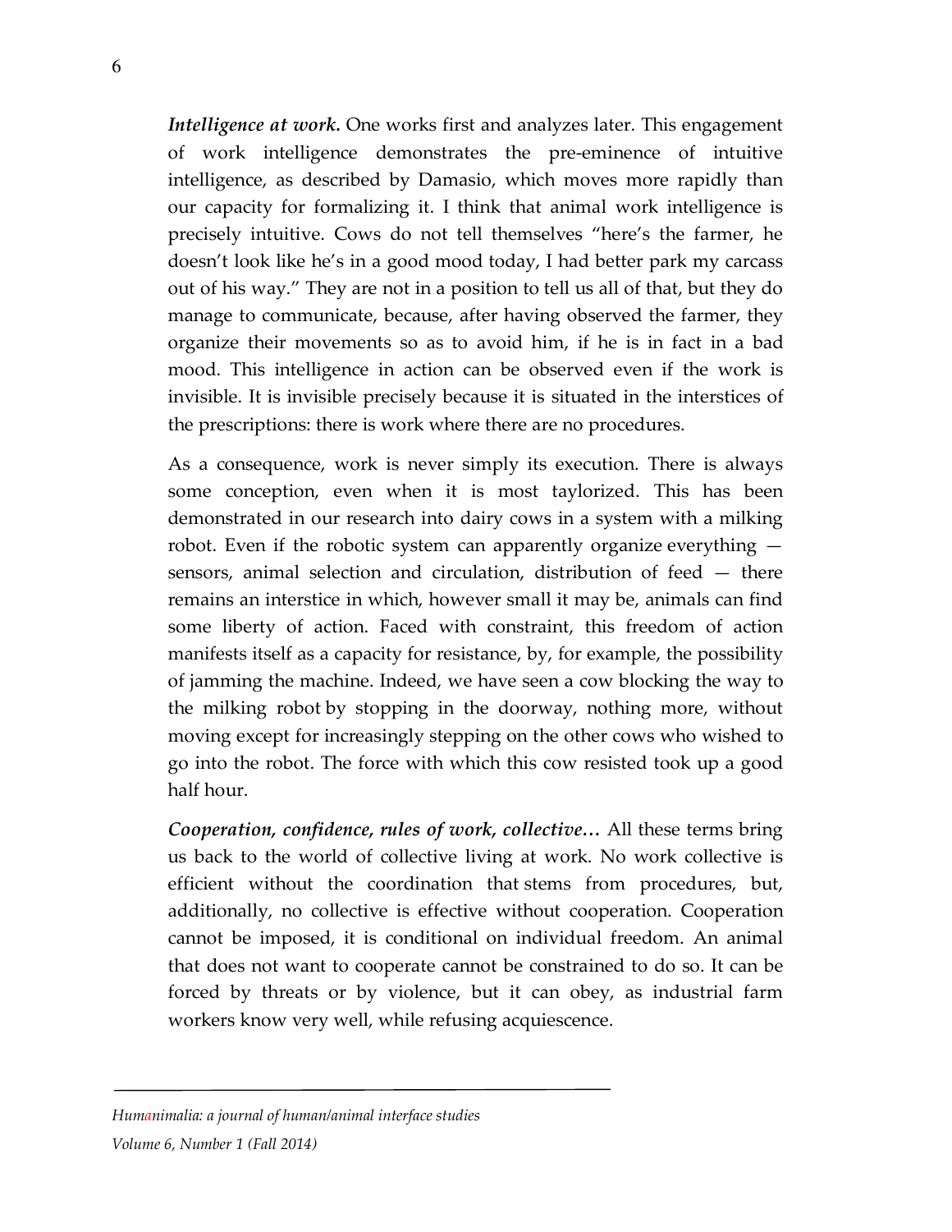***Intelligence at work.*** One works first and analyzes later. This engagement of work intelligence demonstrates the pre-eminence of intuitive intelligence, as described by Damasio, which moves more rapidly than our capacity for formalizing it. I think that animal work intelligence is precisely intuitive. Cows do not tell themselves "here's the farmer, he doesn't look like he's in a good mood today, I had better park my carcass out of his way." They are not in a position to tell us all of that, but they do manage to communicate, because, after having observed the farmer, they organize their movements so as to avoid him, if he is in fact in a bad mood. This intelligence in action can be observed even if the work is invisible. It is invisible precisely because it is situated in the interstices of the prescriptions: there is work where there are no procedures.

As a consequence, work is never simply its execution. There is always some conception, even when it is most taylorized. This has been demonstrated in our research into dairy cows in a system with a milking robot. Even if the robotic system can apparently organize everything — sensors, animal selection and circulation, distribution of feed — there remains an interstice in which, however small it may be, animals can find some liberty of action. Faced with constraint, this freedom of action manifests itself as a capacity for resistance, by, for example, the possibility of jamming the machine. Indeed, we have seen a cow blocking the way to the milking robot by stopping in the doorway, nothing more, without moving except for increasingly stepping on the other cows who wished to go into the robot. The force with which this cow resisted took up a good half hour.

***Cooperation, confidence, rules of work, collective…*** All these terms bring us back to the world of collective living at work. No work collective is efficient without the coordination that stems from procedures, but, additionally, no collective is effective without cooperation. Cooperation cannot be imposed, it is conditional on individual freedom. An animal that does not want to cooperate cannot be constrained to do so. It can be forced by threats or by violence, but it can obey, as industrial farm workers know very well, while refusing acquiescence.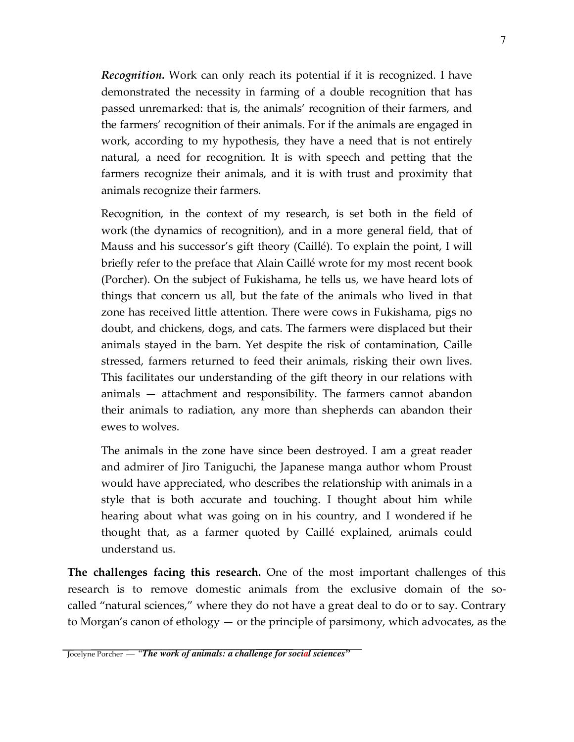*Recognition.* Work can only reach its potential if it is recognized. I have demonstrated the necessity in farming of a double recognition that has passed unremarked: that is, the animals' recognition of their farmers, and the farmers' recognition of their animals. For if the animals are engaged in work, according to my hypothesis, they have a need that is not entirely natural, a need for recognition. It is with speech and petting that the farmers recognize their animals, and it is with trust and proximity that animals recognize their farmers.

Recognition, in the context of my research, is set both in the field of work (the dynamics of recognition), and in a more general field, that of Mauss and his successor's gift theory (Caillé). To explain the point, I will briefly refer to the preface that Alain Caillé wrote for my most recent book (Porcher). On the subject of Fukishama, he tells us, we have heard lots of things that concern us all, but the fate of the animals who lived in that zone has received little attention. There were cows in Fukishama, pigs no doubt, and chickens, dogs, and cats. The farmers were displaced but their animals stayed in the barn. Yet despite the risk of contamination, Caille stressed, farmers returned to feed their animals, risking their own lives. This facilitates our understanding of the gift theory in our relations with animals — attachment and responsibility. The farmers cannot abandon their animals to radiation, any more than shepherds can abandon their ewes to wolves.

The animals in the zone have since been destroyed. I am a great reader and admirer of Jiro Taniguchi, the Japanese manga author whom Proust would have appreciated, who describes the relationship with animals in a style that is both accurate and touching. I thought about him while hearing about what was going on in his country, and I wondered if he thought that, as a farmer quoted by Caillé explained, animals could understand us.

**The challenges facing this research.** One of the most important challenges of this research is to remove domestic animals from the exclusive domain of the so-called "natural sciences," where they do not have a great deal to do or to say. Contrary to Morgan's canon of ethology — or the principle of parsimony, which advocates, as the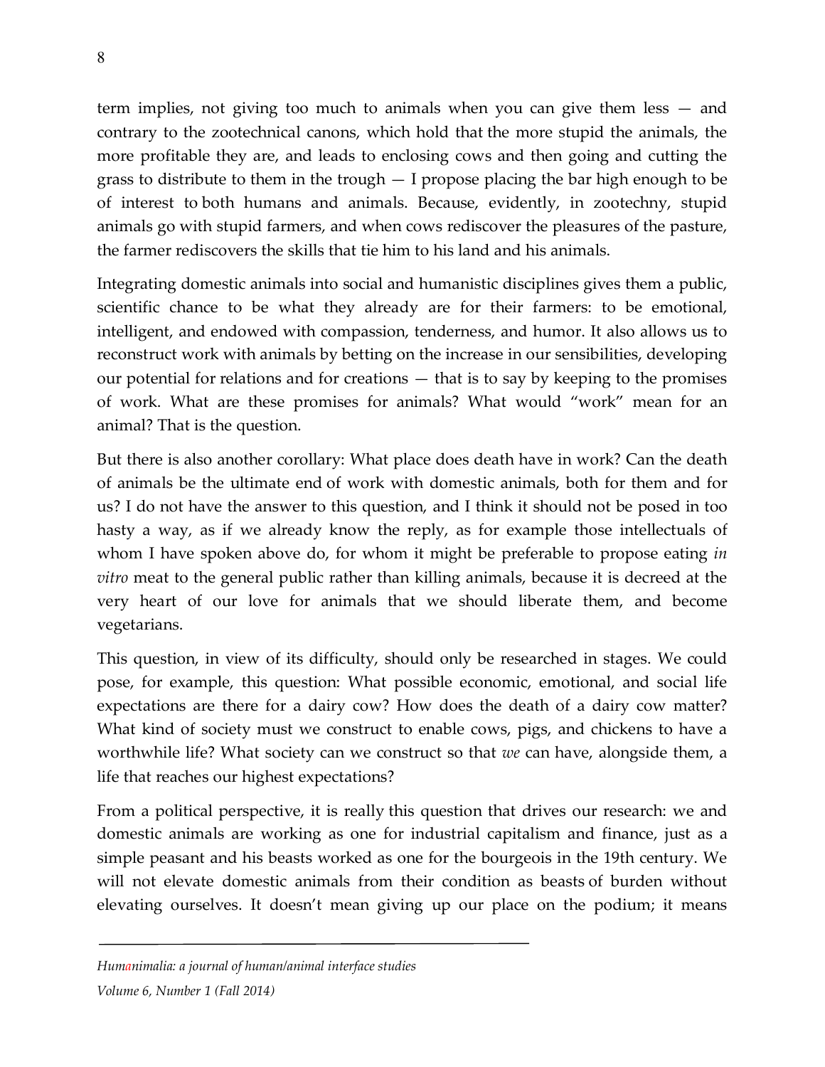term implies, not giving too much to animals when you can give them less — and contrary to the zootechnical canons, which hold that the more stupid the animals, the more profitable they are, and leads to enclosing cows and then going and cutting the grass to distribute to them in the trough — I propose placing the bar high enough to be of interest to both humans and animals. Because, evidently, in zootechny, stupid animals go with stupid farmers, and when cows rediscover the pleasures of the pasture, the farmer rediscovers the skills that tie him to his land and his animals.

Integrating domestic animals into social and humanistic disciplines gives them a public, scientific chance to be what they already are for their farmers: to be emotional, intelligent, and endowed with compassion, tenderness, and humor. It also allows us to reconstruct work with animals by betting on the increase in our sensibilities, developing our potential for relations and for creations — that is to say by keeping to the promises of work. What are these promises for animals? What would "work" mean for an animal? That is the question.

But there is also another corollary: What place does death have in work? Can the death of animals be the ultimate end of work with domestic animals, both for them and for us? I do not have the answer to this question, and I think it should not be posed in too hasty a way, as if we already know the reply, as for example those intellectuals of whom I have spoken above do, for whom it might be preferable to propose eating *in vitro* meat to the general public rather than killing animals, because it is decreed at the very heart of our love for animals that we should liberate them, and become vegetarians.

This question, in view of its difficulty, should only be researched in stages. We could pose, for example, this question: What possible economic, emotional, and social life expectations are there for a dairy cow? How does the death of a dairy cow matter? What kind of society must we construct to enable cows, pigs, and chickens to have a worthwhile life? What society can we construct so that *we* can have, alongside them, a life that reaches our highest expectations?

From a political perspective, it is really this question that drives our research: we and domestic animals are working as one for industrial capitalism and finance, just as a simple peasant and his beasts worked as one for the bourgeois in the 19th century. We will not elevate domestic animals from their condition as beasts of burden without elevating ourselves. It doesn't mean giving up our place on the podium; it means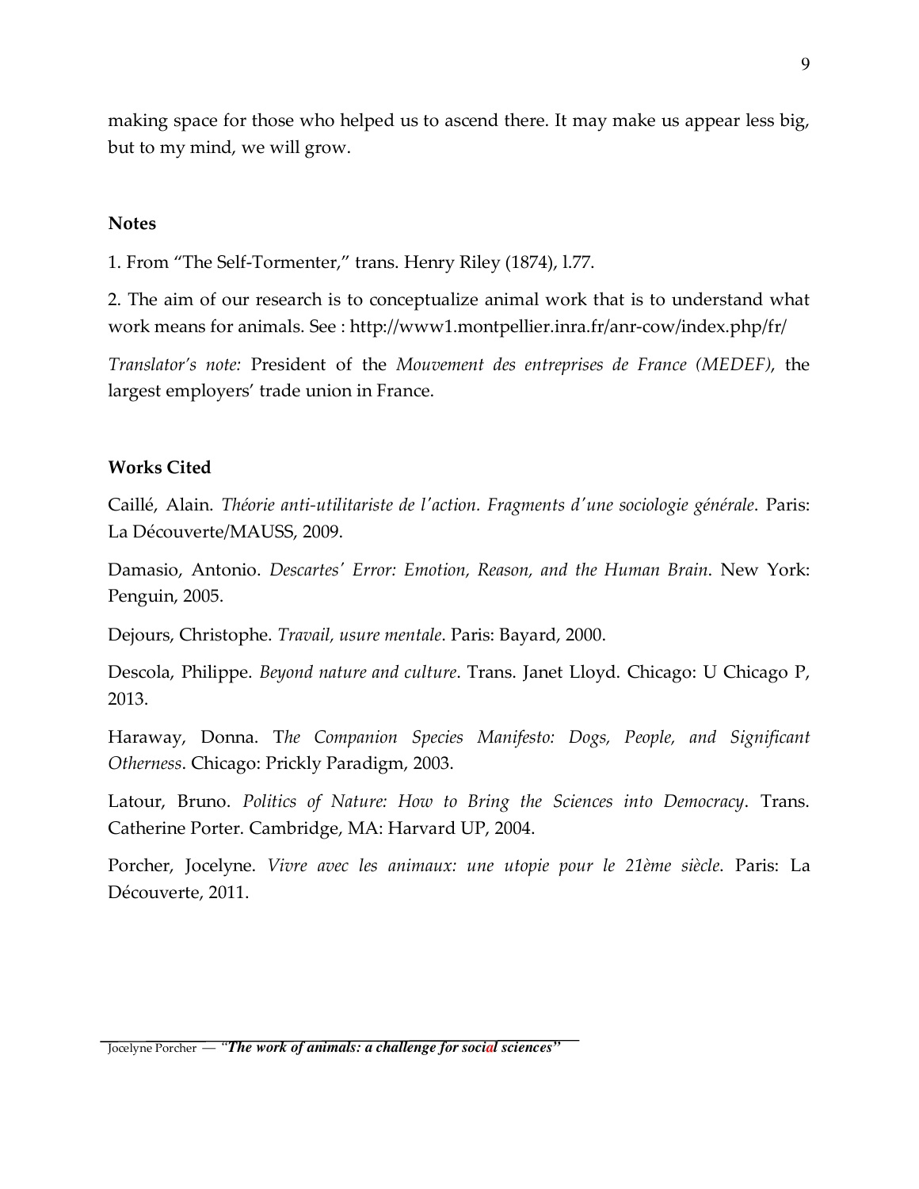making space for those who helped us to ascend there. It may make us appear less big, but to my mind, we will grow.

**Notes**

1. From "The Self-Tormenter," trans. Henry Riley (1874), l.77.

2. The aim of our research is to conceptualize animal work that is to understand what work means for animals. See : http://www1.montpellier.inra.fr/anr-cow/index.php/fr/

*Translator's note:* President of the *Mouvement des entreprises de France (MEDEF)*, the largest employers' trade union in France.

**Works Cited**

Caillé, Alain. *Théorie anti-utilitariste de l'action. Fragments d'une sociologie générale*. Paris: La Découverte/MAUSS, 2009.

Damasio, Antonio. *Descartes' Error: Emotion, Reason, and the Human Brain*. New York: Penguin, 2005.

Dejours, Christophe. *Travail, usure mentale*. Paris: Bayard, 2000.

Descola, Philippe. *Beyond nature and culture*. Trans. Janet Lloyd. Chicago: U Chicago P, 2013.

Haraway, Donna. T*he Companion Species Manifesto: Dogs, People, and Significant Otherness*. Chicago: Prickly Paradigm, 2003.

Latour, Bruno. *Politics of Nature: How to Bring the Sciences into Democracy*. Trans. Catherine Porter. Cambridge, MA: Harvard UP, 2004.

Porcher, Jocelyne. *Vivre avec les animaux: une utopie pour le 21ème siècle*. Paris: La Découverte, 2011.